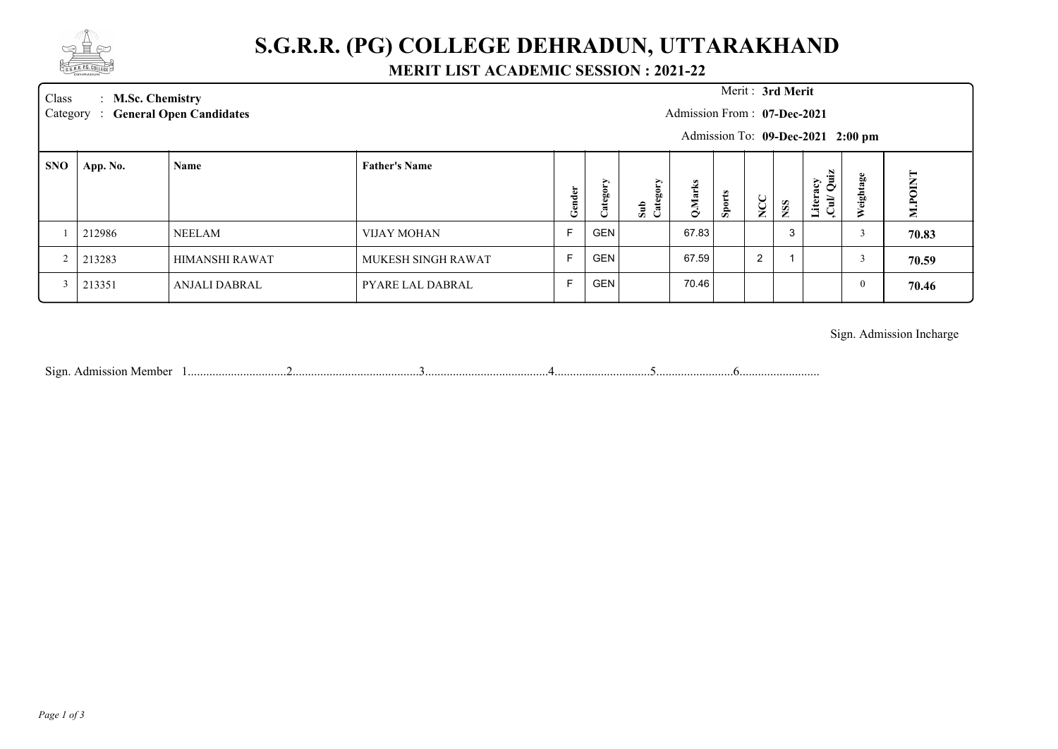# S.G.R.R. (PG) COLLEGE DEHRADUN, UTTARAKHAND

## MERIT LIST ACADEMIC SESSION : 2021-22

Class : **M.Sc. Chemistry**
Category : **General Open Candidates**

Merit : **3rd Merit**
Admission From : **07-Dec-2021**
Admission To: **09-Dec-2021 2:00 pm**

| SNO | App. No. | Name | Father's Name | Gender | Category | Sub Category | Q.Marks | Sports | NCC | NSS | Literacy ,Cul/ Quiz | Weightage | M.POINT |
|---|---|---|---|---|---|---|---|---|---|---|---|---|---|
| 1 | 212986 | NEELAM | VIJAY MOHAN | F | GEN | | 67.83 | | | 3 | | 3 | **70.83** |
| 2 | 213283 | HIMANSHI RAWAT | MUKESH SINGH RAWAT | F | GEN | | 67.59 | | 2 | 1 | | 3 | **70.59** |
| 3 | 213351 | ANJALI DABRAL | PYARE LAL DABRAL | F | GEN | | 70.46 | | | | | 0 | **70.46** |

Sign. Admission Incharge

Sign. Admission Member 1.................................2..........................................3........................................4...............................5.........................6..........................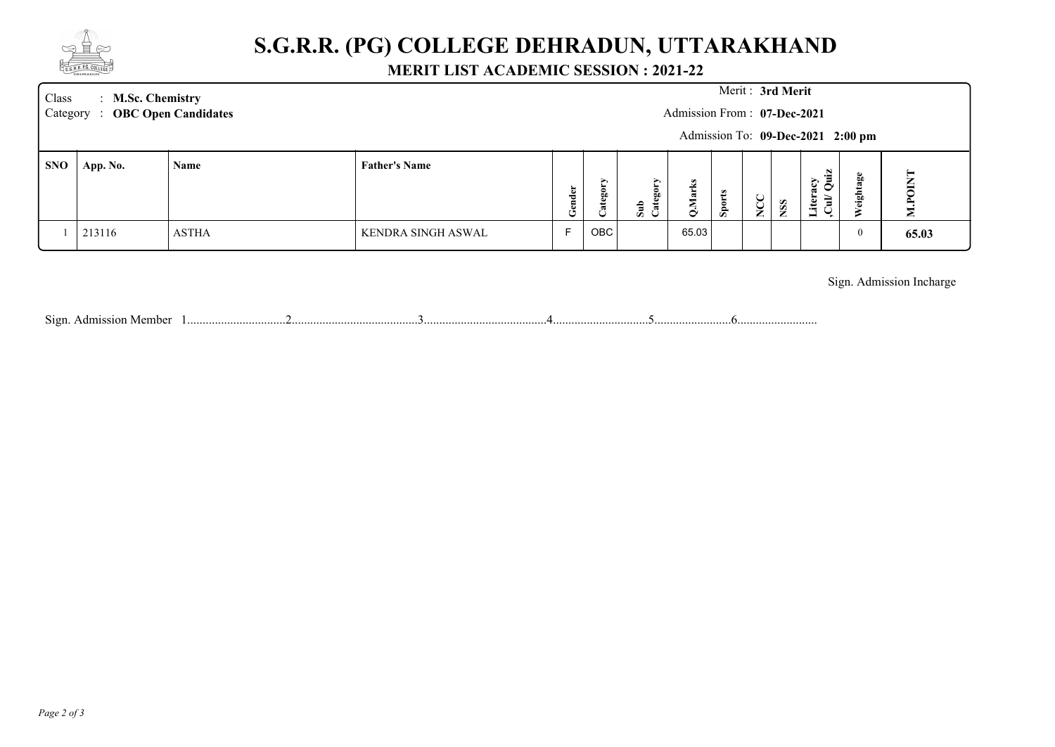# S.G.R.R. (PG) COLLEGE DEHRADUN, UTTARAKHAND

## MERIT LIST ACADEMIC SESSION : 2021-22

Class : **M.Sc. Chemistry**
Category : **OBC Open Candidates**

Merit : **3rd Merit**
Admission From : **07-Dec-2021**
Admission To: **09-Dec-2021 2:00 pm**

| SNO | App. No. | Name | Father's Name | Gender | Category | Sub Category | Q.Marks | Sports | NCC | NSS | Literacy ,Cul/ Quiz | Weightage | M.POINT |
|---|---|---|---|---|---|---|---|---|---|---|---|---|---|
| 1 | 213116 | ASTHA | KENDRA SINGH ASWAL | F | OBC | | 65.03 | | | | | 0 | **65.03** |

Sign. Admission Incharge

Sign. Admission Member 1................................2..........................................3........................................4...............................5.........................6..........................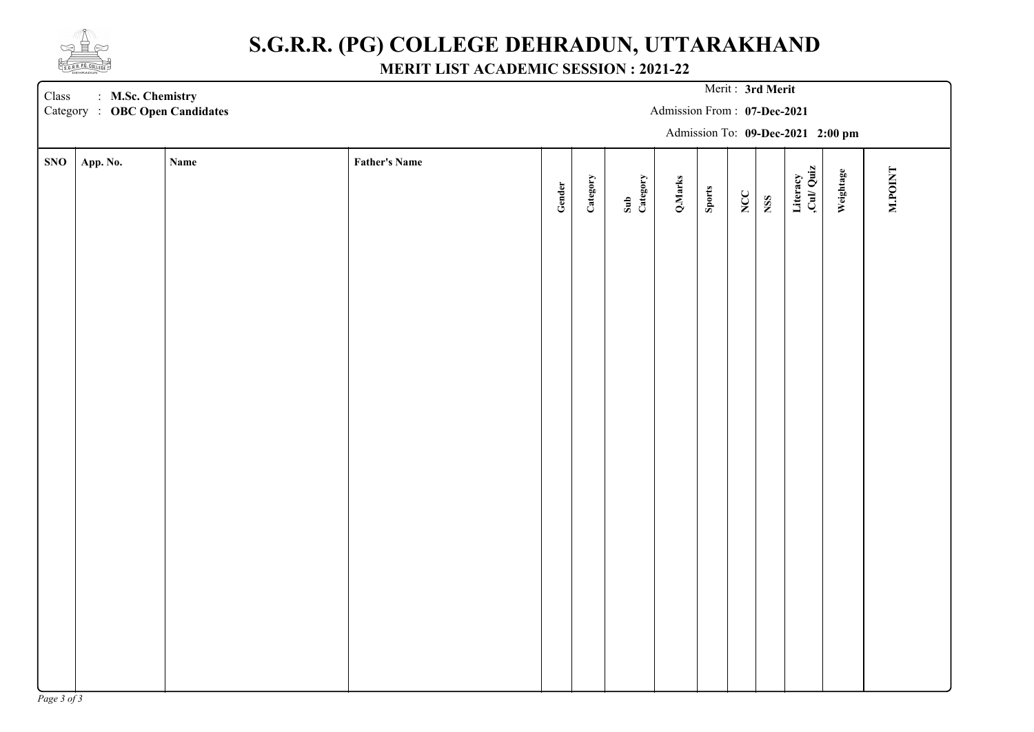# S.G.R.R. (PG) COLLEGE DEHRADUN, UTTARAKHAND

## MERIT LIST ACADEMIC SESSION : 2021-22

Class : **M.Sc. Chemistry**
Category : **OBC Open Candidates**

Merit : **3rd Merit**
Admission From : **07-Dec-2021**
Admission To: **09-Dec-2021 2:00 pm**

| SNO | App. No. | Name | Father's Name | Gender | Category | Sub Category | Q.Marks | Sports | NCC | NSS | Literacy ,Cul/ Quiz | Weightage | M.POINT |
|---|---|---|---|---|---|---|---|---|---|---|---|---|---|